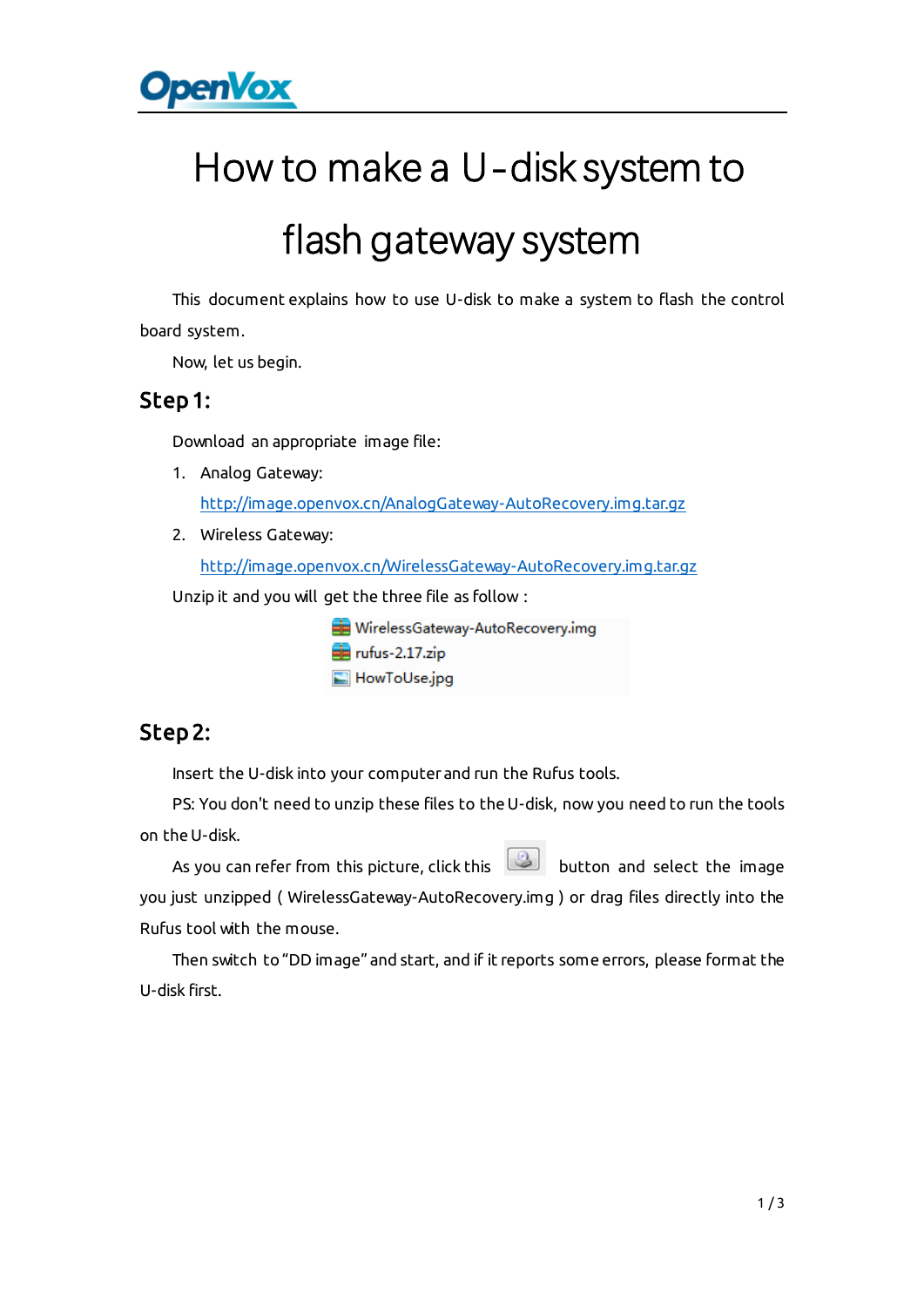# How to make a U-disk system to flash gateway system

This document explains how to use U-disk to make a system to flash the control board system.

Now, let us begin.

## Step 1:

Download an appropriate image file:

1. Analog Gateway:
   http://image.openvox.cn/AnalogGateway-AutoRecovery.img.tar.gz
2. Wireless Gateway:
   http://image.openvox.cn/WirelessGateway-AutoRecovery.img.tar.gz

Unzip it and you will get the three file as follow :

- WirelessGateway-AutoRecovery.img
- rufus-2.17.zip
- HowToUse.jpg

## Step 2:

Insert the U-disk into your computer and run the Rufus tools.

PS: You don't need to unzip these files to the U-disk, now you need to run the tools on the U-disk.

As you can refer from this picture, click this button and select the image you just unzipped ( WirelessGateway-AutoRecovery.img ) or drag files directly into the Rufus tool with the mouse.

Then switch to "DD image" and start, and if it reports some errors, please format the U-disk first.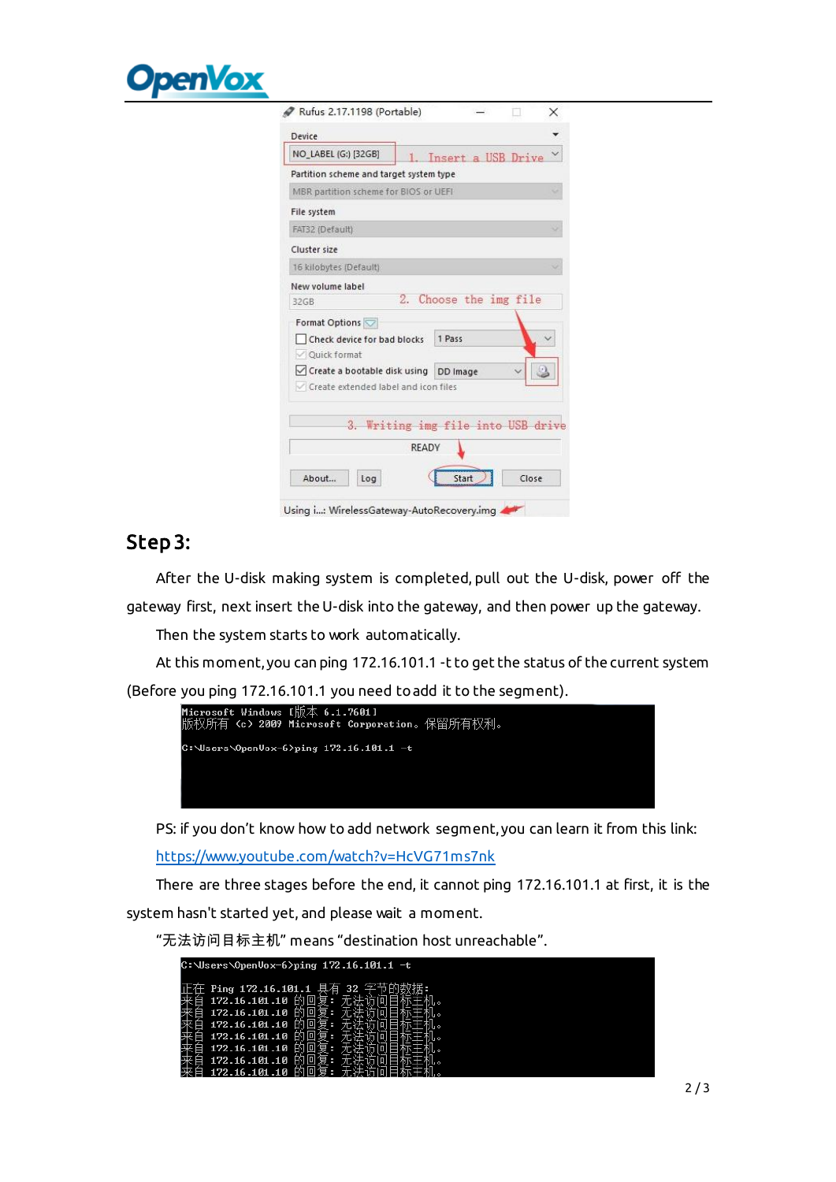## Step 3:

After the U-disk making system is completed, pull out the U-disk, power off the gateway first, next insert the U-disk into the gateway, and then power up the gateway.

Then the system starts to work automatically.

At this moment, you can ping 172.16.101.1 -t to get the status of the current system (Before you ping 172.16.101.1 you need to add it to the segment).

```
Microsoft Windows [版本 6.1.7601]
版权所有 (c) 2009 Microsoft Corporation。保留所有权利。

C:\Users\OpenVox-6>ping 172.16.101.1 -t
```

PS: if you don't know how to add network segment, you can learn it from this link: [https://www.youtube.com/watch?v=HcVG71ms7nk](https://www.youtube.com/watch?v=HcVG71ms7nk)

There are three stages before the end, it cannot ping 172.16.101.1 at first, it is the system hasn't started yet, and please wait a moment.

"无法访问目标主机" means "destination host unreachable".

```
C:\Users\OpenVox-6>ping 172.16.101.1 -t

正在 Ping 172.16.101.1 具有 32 字节的数据:
来自 172.16.101.10 的回复: 无法访问目标主机。
来自 172.16.101.10 的回复: 无法访问目标主机。
来自 172.16.101.10 的回复: 无法访问目标主机。
来自 172.16.101.10 的回复: 无法访问目标主机。
来自 172.16.101.10 的回复: 无法访问目标主机。
来自 172.16.101.10 的回复: 无法访问目标主机。
来自 172.16.101.10 的回复: 无法访问目标主机。
```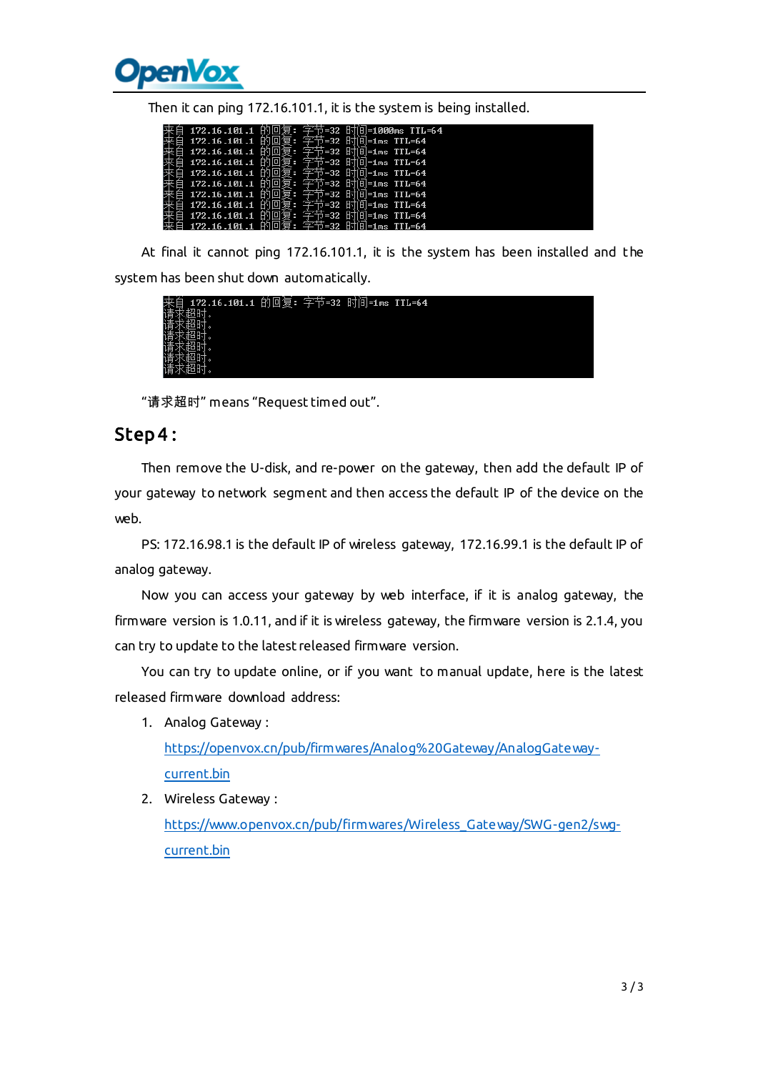Then it can ping 172.16.101.1, it is the system is being installed.

```
来自 172.16.101.1 的回复: 字节=32 时间=1000ms TTL=64
来自 172.16.101.1 的回复: 字节=32 时间=1ms TTL=64
来自 172.16.101.1 的回复: 字节=32 时间=1ms TTL=64
来自 172.16.101.1 的回复: 字节=32 时间=1ms TTL=64
来自 172.16.101.1 的回复: 字节=32 时间=1ms TTL=64
来自 172.16.101.1 的回复: 字节=32 时间=1ms TTL=64
来自 172.16.101.1 的回复: 字节=32 时间=1ms TTL=64
来自 172.16.101.1 的回复: 字节=32 时间=1ms TTL=64
来自 172.16.101.1 的回复: 字节=32 时间=1ms TTL=64
来自 172.16.101.1 的回复: 字节=32 时间=1ms TTL=64
```

At final it cannot ping 172.16.101.1, it is the system has been installed and the system has been shut down automatically.

```
来自 172.16.101.1 的回复: 字节=32 时间=1ms TTL=64
请求超时。
请求超时。
请求超时。
请求超时。
请求超时。
请求超时。
```

"请求超时" means "Request timed out".

## Step 4 :

Then remove the U-disk, and re-power on the gateway, then add the default IP of your gateway to network segment and then access the default IP of the device on the web.

PS: 172.16.98.1 is the default IP of wireless gateway, 172.16.99.1 is the default IP of analog gateway.

Now you can access your gateway by web interface, if it is analog gateway, the firmware version is 1.0.11, and if it is wireless gateway, the firmware version is 2.1.4, you can try to update to the latest released firmware version.

You can try to update online, or if you want to manual update, here is the latest released firmware download address:

1. Analog Gateway :
   https://openvox.cn/pub/firmwares/Analog%20Gateway/AnalogGateway-current.bin
2. Wireless Gateway :
   https://www.openvox.cn/pub/firmwares/Wireless_Gateway/SWG-gen2/swg-current.bin